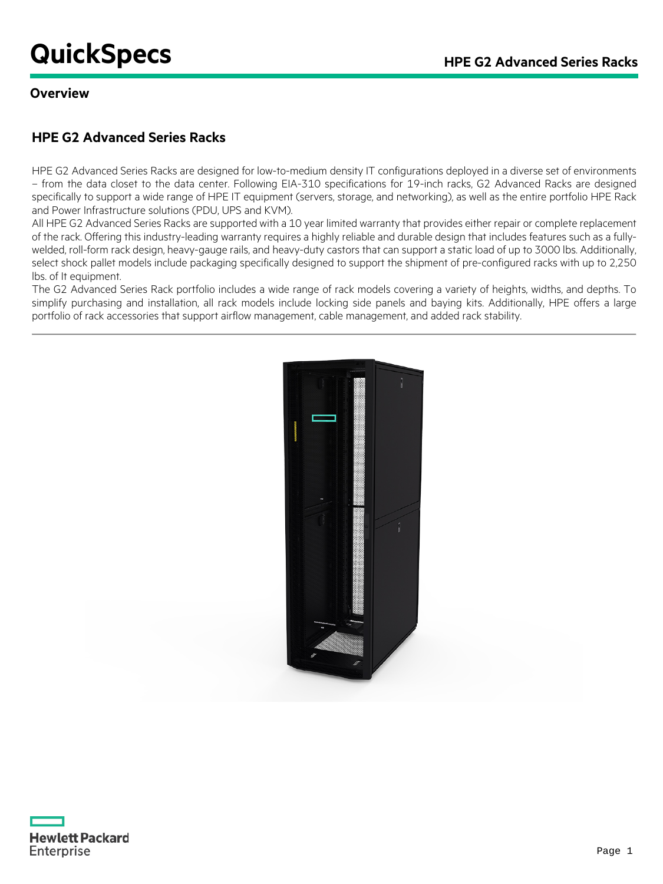# QuickSpecs

## Overview

### HPE G2 Advanced Series Racks

HPE G2 Advanced Series Racks are designed for low-to-medium density IT configurations deployed in a diverse set of environments – from the data closet to the data center. Following EIA-310 specifications for 19-inch racks, G2 Advanced Racks are designed specifically to support a wide range of HPE IT equipment (servers, storage, and networking), as well as the entire portfolio HPE Rack and Power Infrastructure solutions (PDU, UPS and KVM).

All HPE G2 Advanced Series Racks are supported with a 10 year limited warranty that provides either repair or complete replacement of the rack. Offering this industry-leading warranty requires a highly reliable and durable design that includes features such as a fully-welded, roll-form rack design, heavy-gauge rails, and heavy-duty castors that can support a static load of up to 3000 lbs. Additionally, select shock pallet models include packaging specifically designed to support the shipment of pre-configured racks with up to 2,250 lbs. of It equipment.

The G2 Advanced Series Rack portfolio includes a wide range of rack models covering a variety of heights, widths, and depths. To simplify purchasing and installation, all rack models include locking side panels and baying kits. Additionally, HPE offers a large portfolio of rack accessories that support airflow management, cable management, and added rack stability.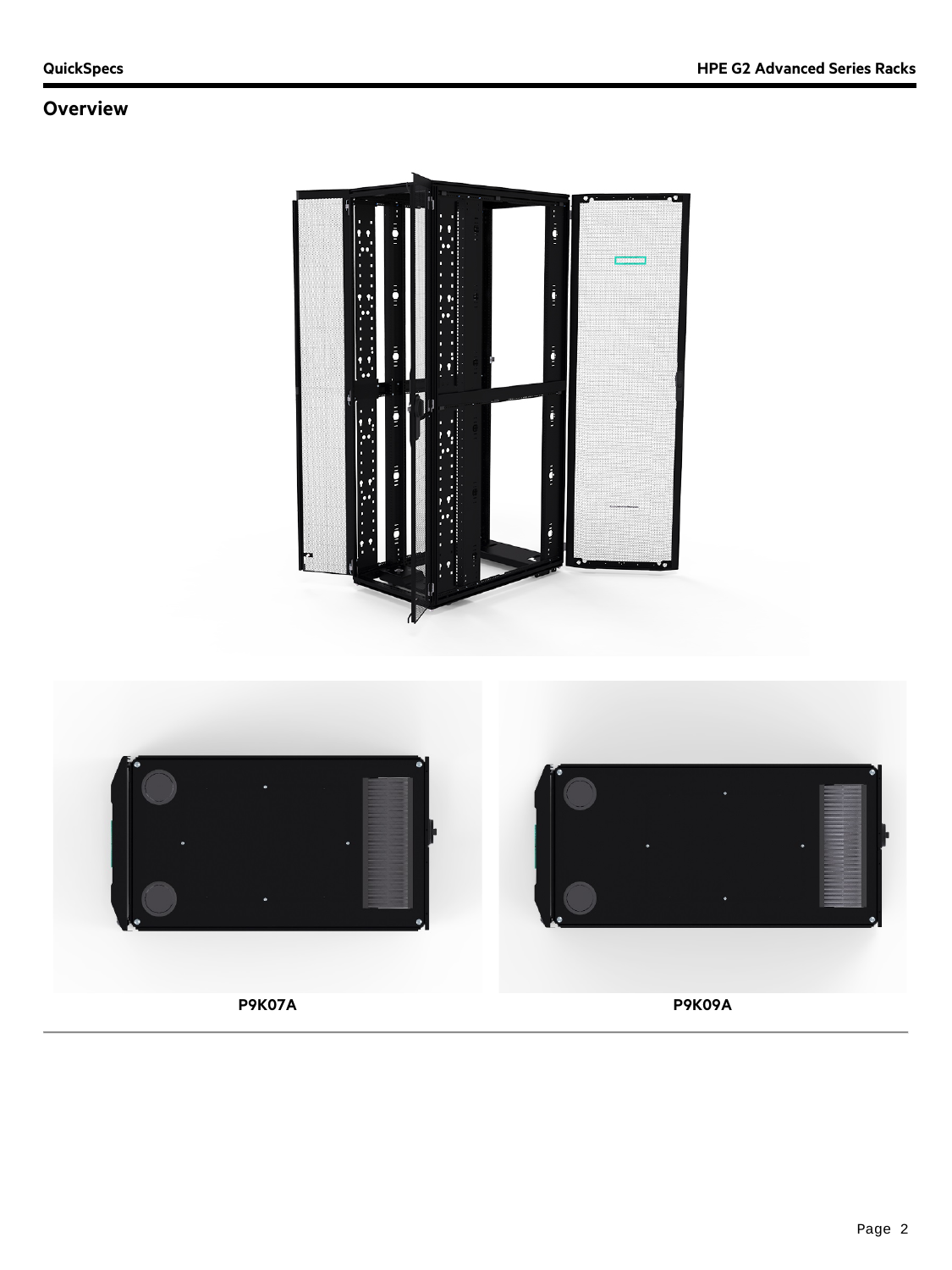## Overview

P9K07A

P9K09A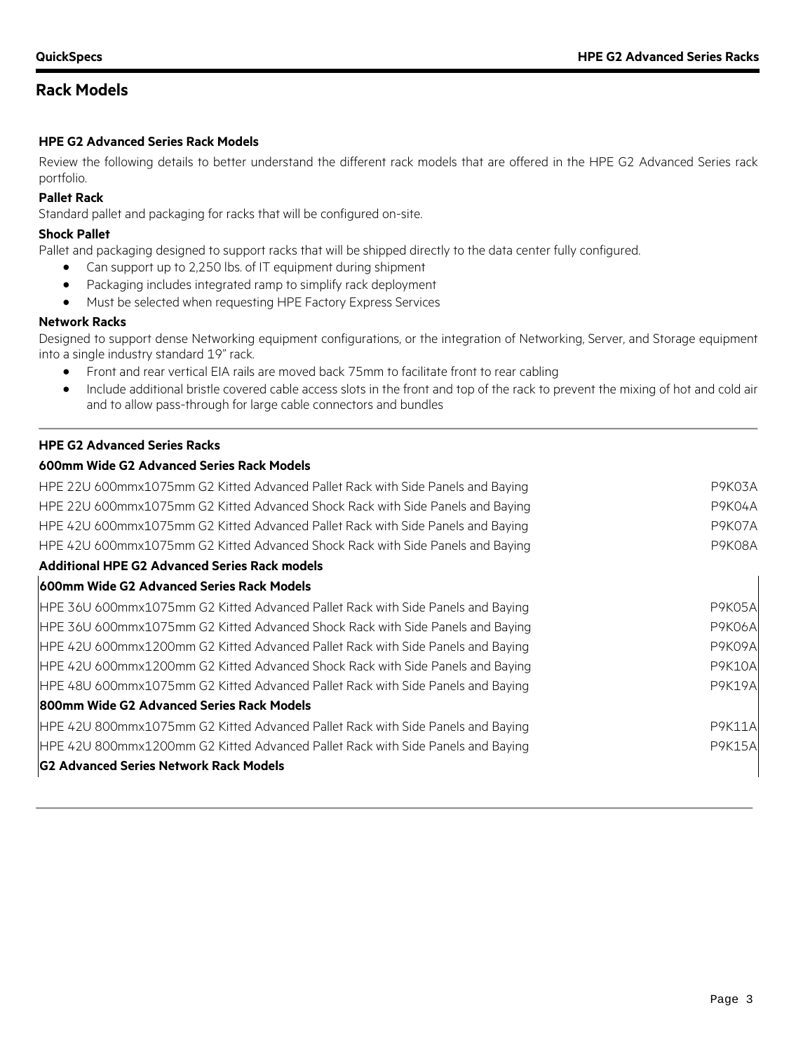## Rack Models

### HPE G2 Advanced Series Rack Models

Review the following details to better understand the different rack models that are offered in the HPE G2 Advanced Series rack portfolio.

**Pallet Rack**

Standard pallet and packaging for racks that will be configured on-site.

**Shock Pallet**

Pallet and packaging designed to support racks that will be shipped directly to the data center fully configured.

- Can support up to 2,250 lbs. of IT equipment during shipment
- Packaging includes integrated ramp to simplify rack deployment
- Must be selected when requesting HPE Factory Express Services

**Network Racks**

Designed to support dense Networking equipment configurations, or the integration of Networking, Server, and Storage equipment into a single industry standard 19" rack.

- Front and rear vertical EIA rails are moved back 75mm to facilitate front to rear cabling
- Include additional bristle covered cable access slots in the front and top of the rack to prevent the mixing of hot and cold air and to allow pass-through for large cable connectors and bundles

### HPE G2 Advanced Series Racks

| **600mm Wide G2 Advanced Series Rack Models** | |
|---|---|
| HPE 22U 600mmx1075mm G2 Kitted Advanced Pallet Rack with Side Panels and Baying | P9K03A |
| HPE 22U 600mmx1075mm G2 Kitted Advanced Shock Rack with Side Panels and Baying | P9K04A |
| HPE 42U 600mmx1075mm G2 Kitted Advanced Pallet Rack with Side Panels and Baying | P9K07A |
| HPE 42U 600mmx1075mm G2 Kitted Advanced Shock Rack with Side Panels and Baying | P9K08A |

### Additional HPE G2 Advanced Series Rack models

| **600mm Wide G2 Advanced Series Rack Models** | |
|---|---|
| HPE 36U 600mmx1075mm G2 Kitted Advanced Pallet Rack with Side Panels and Baying | P9K05A |
| HPE 36U 600mmx1075mm G2 Kitted Advanced Shock Rack with Side Panels and Baying | P9K06A |
| HPE 42U 600mmx1200mm G2 Kitted Advanced Pallet Rack with Side Panels and Baying | P9K09A |
| HPE 42U 600mmx1200mm G2 Kitted Advanced Shock Rack with Side Panels and Baying | P9K10A |
| HPE 48U 600mmx1075mm G2 Kitted Advanced Pallet Rack with Side Panels and Baying | P9K19A |
| **800mm Wide G2 Advanced Series Rack Models** | |
| HPE 42U 800mmx1075mm G2 Kitted Advanced Pallet Rack with Side Panels and Baying | P9K11A |
| HPE 42U 800mmx1200mm G2 Kitted Advanced Pallet Rack with Side Panels and Baying | P9K15A |
| **G2 Advanced Series Network Rack Models** | |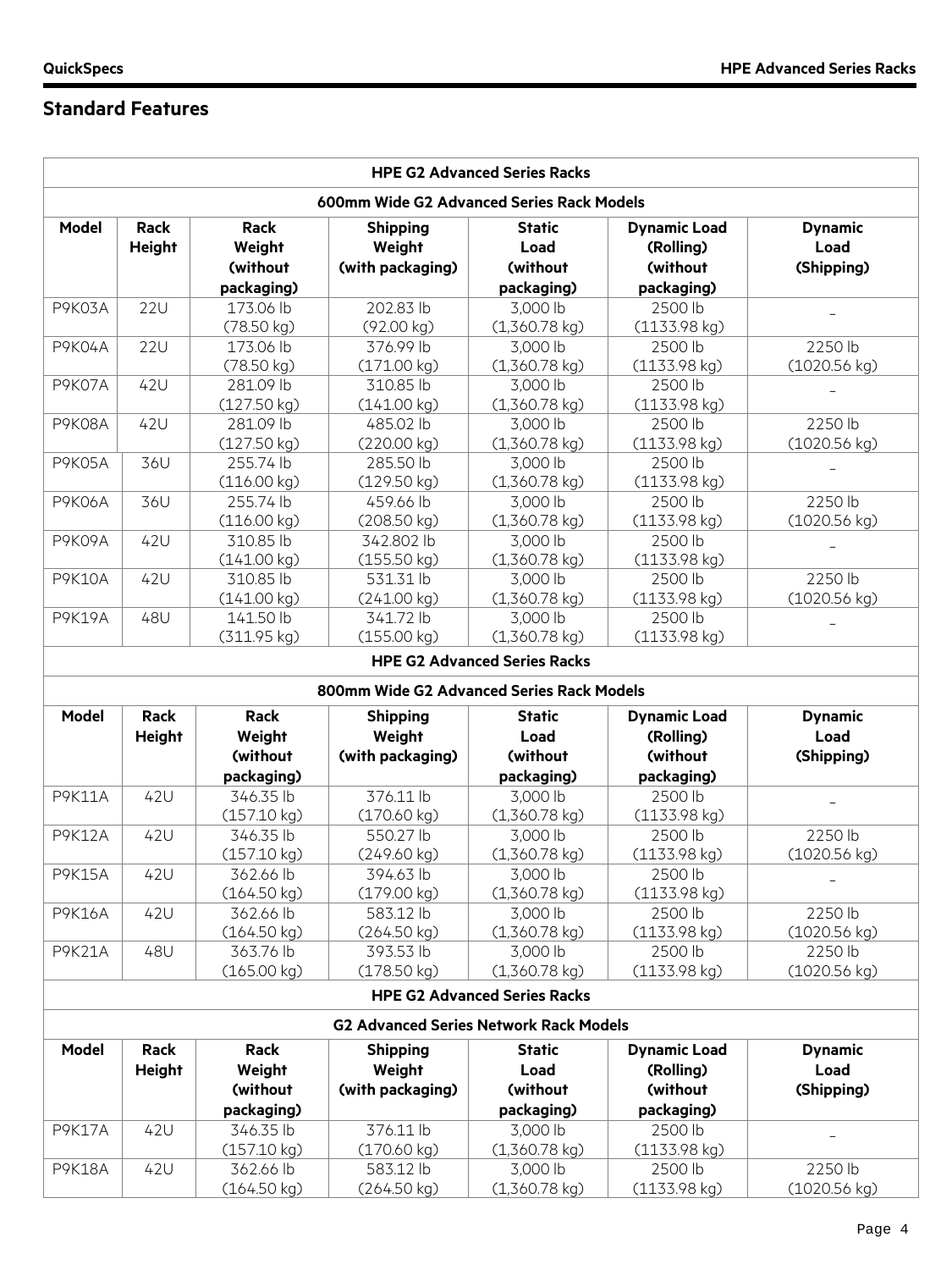## Standard Features

| HPE G2 Advanced Series Racks | | | | | | |
|---|---|---|---|---|---|---|
| **600mm Wide G2 Advanced Series Rack Models** | | | | | | |
| **Model** | **Rack Height** | **Rack Weight (without packaging)** | **Shipping Weight (with packaging)** | **Static Load (without packaging)** | **Dynamic Load (Rolling) (without packaging)** | **Dynamic Load (Shipping)** |
| P9K03A | 22U | 173.06 lb (78.50 kg) | 202.83 lb (92.00 kg) | 3,000 lb (1,360.78 kg) | 2500 lb (1133.98 kg) | – |
| P9K04A | 22U | 173.06 lb (78.50 kg) | 376.99 lb (171.00 kg) | 3,000 lb (1,360.78 kg) | 2500 lb (1133.98 kg) | 2250 lb (1020.56 kg) |
| P9K07A | 42U | 281.09 lb (127.50 kg) | 310.85 lb (141.00 kg) | 3,000 lb (1,360.78 kg) | 2500 lb (1133.98 kg) | – |
| P9K08A | 42U | 281.09 lb (127.50 kg) | 485.02 lb (220.00 kg) | 3,000 lb (1,360.78 kg) | 2500 lb (1133.98 kg) | 2250 lb (1020.56 kg) |
| P9K05A | 36U | 255.74 lb (116.00 kg) | 285.50 lb (129.50 kg) | 3,000 lb (1,360.78 kg) | 2500 lb (1133.98 kg) | – |
| P9K06A | 36U | 255.74 lb (116.00 kg) | 459.66 lb (208.50 kg) | 3,000 lb (1,360.78 kg) | 2500 lb (1133.98 kg) | 2250 lb (1020.56 kg) |
| P9K09A | 42U | 310.85 lb (141.00 kg) | 342.802 lb (155.50 kg) | 3,000 lb (1,360.78 kg) | 2500 lb (1133.98 kg) | – |
| P9K10A | 42U | 310.85 lb (141.00 kg) | 531.31 lb (241.00 kg) | 3,000 lb (1,360.78 kg) | 2500 lb (1133.98 kg) | 2250 lb (1020.56 kg) |
| P9K19A | 48U | 141.50 lb (311.95 kg) | 341.72 lb (155.00 kg) | 3,000 lb (1,360.78 kg) | 2500 lb (1133.98 kg) | – |

| HPE G2 Advanced Series Racks | | | | | | |
|---|---|---|---|---|---|---|
| **800mm Wide G2 Advanced Series Rack Models** | | | | | | |
| **Model** | **Rack Height** | **Rack Weight (without packaging)** | **Shipping Weight (with packaging)** | **Static Load (without packaging)** | **Dynamic Load (Rolling) (without packaging)** | **Dynamic Load (Shipping)** |
| P9K11A | 42U | 346.35 lb (157.10 kg) | 376.11 lb (170.60 kg) | 3,000 lb (1,360.78 kg) | 2500 lb (1133.98 kg) | – |
| P9K12A | 42U | 346.35 lb (157.10 kg) | 550.27 lb (249.60 kg) | 3,000 lb (1,360.78 kg) | 2500 lb (1133.98 kg) | 2250 lb (1020.56 kg) |
| P9K15A | 42U | 362.66 lb (164.50 kg) | 394.63 lb (179.00 kg) | 3,000 lb (1,360.78 kg) | 2500 lb (1133.98 kg) | – |
| P9K16A | 42U | 362.66 lb (164.50 kg) | 583.12 lb (264.50 kg) | 3,000 lb (1,360.78 kg) | 2500 lb (1133.98 kg) | 2250 lb (1020.56 kg) |
| P9K21A | 48U | 363.76 lb (165.00 kg) | 393.53 lb (178.50 kg) | 3,000 lb (1,360.78 kg) | 2500 lb (1133.98 kg) | 2250 lb (1020.56 kg) |

| HPE G2 Advanced Series Racks | | | | | | |
|---|---|---|---|---|---|---|
| **G2 Advanced Series Network Rack Models** | | | | | | |
| **Model** | **Rack Height** | **Rack Weight (without packaging)** | **Shipping Weight (with packaging)** | **Static Load (without packaging)** | **Dynamic Load (Rolling) (without packaging)** | **Dynamic Load (Shipping)** |
| P9K17A | 42U | 346.35 lb (157.10 kg) | 376.11 lb (170.60 kg) | 3,000 lb (1,360.78 kg) | 2500 lb (1133.98 kg) | – |
| P9K18A | 42U | 362.66 lb (164.50 kg) | 583.12 lb (264.50 kg) | 3,000 lb (1,360.78 kg) | 2500 lb (1133.98 kg) | 2250 lb (1020.56 kg) |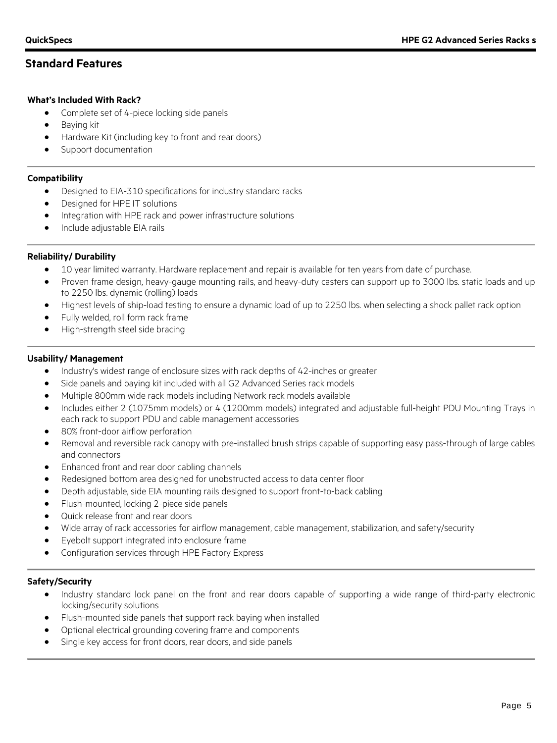## Standard Features

**What's Included With Rack?**

- Complete set of 4-piece locking side panels
- Baying kit
- Hardware Kit (including key to front and rear doors)
- Support documentation

**Compatibility**

- Designed to EIA-310 specifications for industry standard racks
- Designed for HPE IT solutions
- Integration with HPE rack and power infrastructure solutions
- Include adjustable EIA rails

**Reliability/ Durability**

- 10 year limited warranty. Hardware replacement and repair is available for ten years from date of purchase.
- Proven frame design, heavy-gauge mounting rails, and heavy-duty casters can support up to 3000 lbs. static loads and up to 2250 lbs. dynamic (rolling) loads
- Highest levels of ship-load testing to ensure a dynamic load of up to 2250 lbs. when selecting a shock pallet rack option
- Fully welded, roll form rack frame
- High-strength steel side bracing

**Usability/ Management**

- Industry's widest range of enclosure sizes with rack depths of 42-inches or greater
- Side panels and baying kit included with all G2 Advanced Series rack models
- Multiple 800mm wide rack models including Network rack models available
- Includes either 2 (1075mm models) or 4 (1200mm models) integrated and adjustable full-height PDU Mounting Trays in each rack to support PDU and cable management accessories
- 80% front-door airflow perforation
- Removal and reversible rack canopy with pre-installed brush strips capable of supporting easy pass-through of large cables and connectors
- Enhanced front and rear door cabling channels
- Redesigned bottom area designed for unobstructed access to data center floor
- Depth adjustable, side EIA mounting rails designed to support front-to-back cabling
- Flush-mounted, locking 2-piece side panels
- Quick release front and rear doors
- Wide array of rack accessories for airflow management, cable management, stabilization, and safety/security
- Eyebolt support integrated into enclosure frame
- Configuration services through HPE Factory Express

**Safety/Security**

- Industry standard lock panel on the front and rear doors capable of supporting a wide range of third-party electronic locking/security solutions
- Flush-mounted side panels that support rack baying when installed
- Optional electrical grounding covering frame and components
- Single key access for front doors, rear doors, and side panels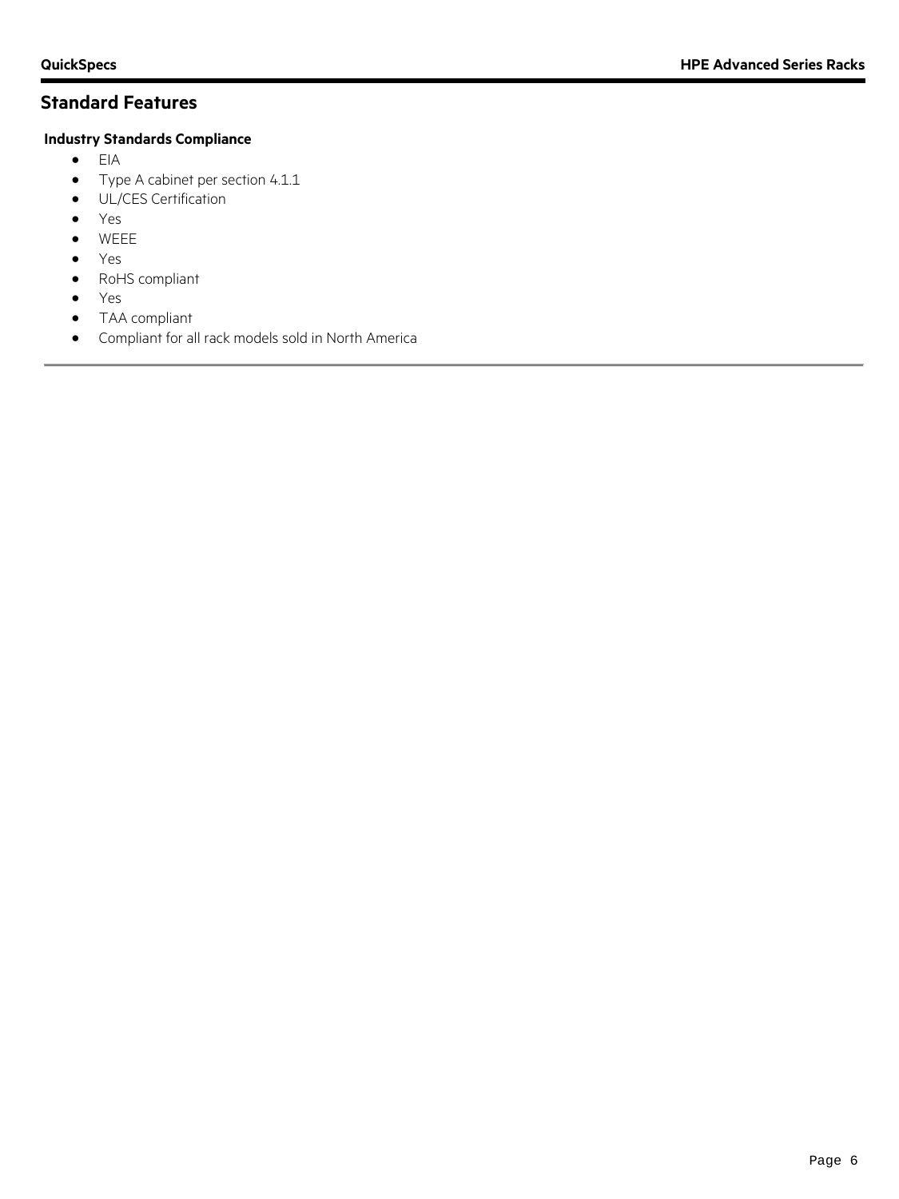## Standard Features

**Industry Standards Compliance**

- EIA
- Type A cabinet per section 4.1.1
- UL/CES Certification
- Yes
- WEEE
- Yes
- RoHS compliant
- Yes
- TAA compliant
- Compliant for all rack models sold in North America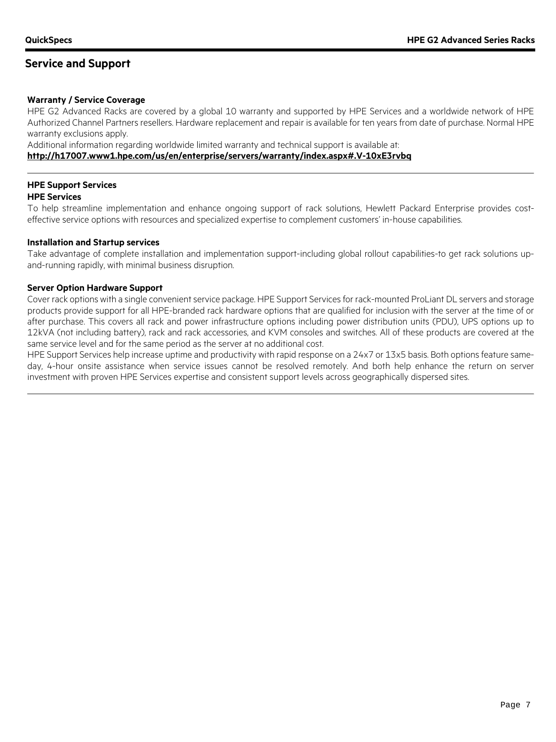## Service and Support

### Warranty / Service Coverage

HPE G2 Advanced Racks are covered by a global 10 warranty and supported by HPE Services and a worldwide network of HPE Authorized Channel Partners resellers. Hardware replacement and repair is available for ten years from date of purchase. Normal HPE warranty exclusions apply.

Additional information regarding worldwide limited warranty and technical support is available at:

**http://h17007.www1.hpe.com/us/en/enterprise/servers/warranty/index.aspx#.V-10xE3rvbq**

---

### HPE Support Services

#### HPE Services

To help streamline implementation and enhance ongoing support of rack solutions, Hewlett Packard Enterprise provides cost-effective service options with resources and specialized expertise to complement customers' in-house capabilities.

#### Installation and Startup services

Take advantage of complete installation and implementation support-including global rollout capabilities-to get rack solutions up-and-running rapidly, with minimal business disruption.

#### Server Option Hardware Support

Cover rack options with a single convenient service package. HPE Support Services for rack-mounted ProLiant DL servers and storage products provide support for all HPE-branded rack hardware options that are qualified for inclusion with the server at the time of or after purchase. This covers all rack and power infrastructure options including power distribution units (PDU), UPS options up to 12kVA (not including battery), rack and rack accessories, and KVM consoles and switches. All of these products are covered at the same service level and for the same period as the server at no additional cost.

HPE Support Services help increase uptime and productivity with rapid response on a 24x7 or 13x5 basis. Both options feature same-day, 4-hour onsite assistance when service issues cannot be resolved remotely. And both help enhance the return on server investment with proven HPE Services expertise and consistent support levels across geographically dispersed sites.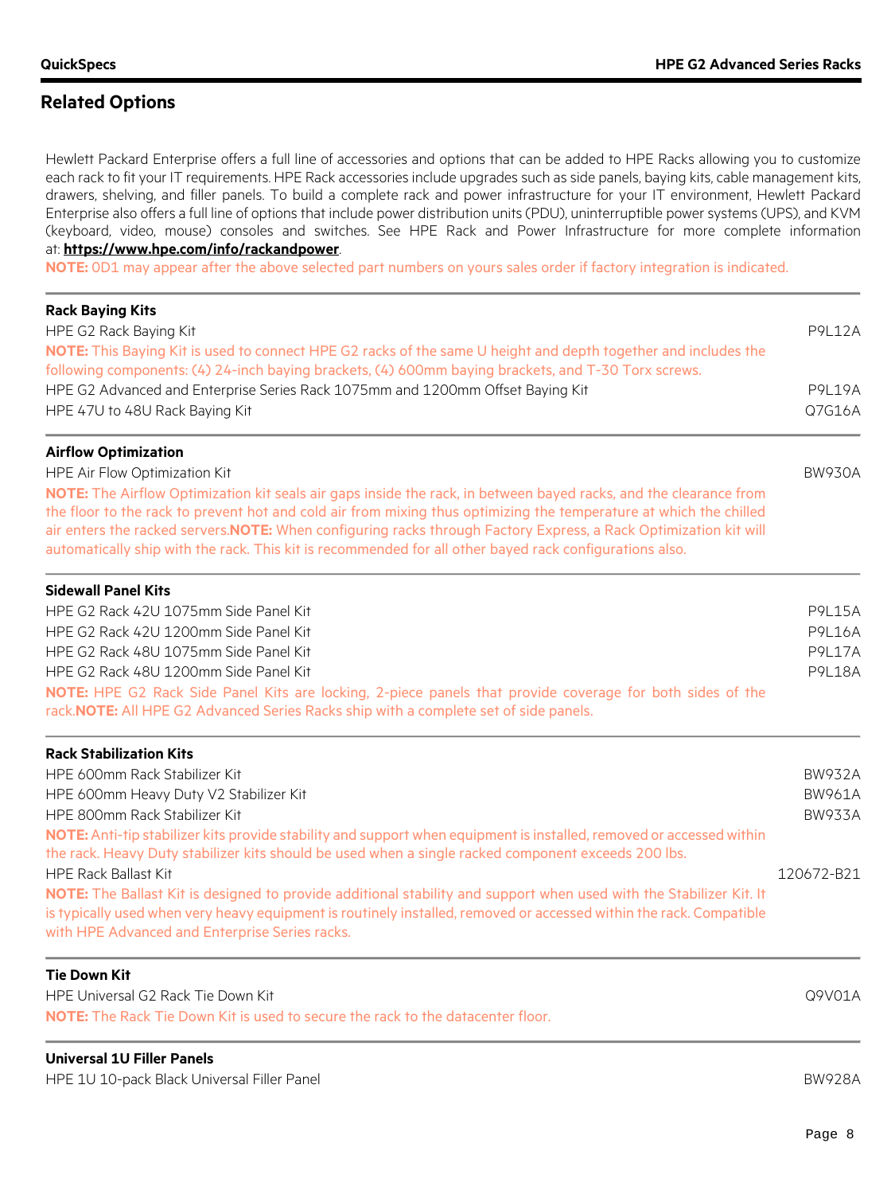## Related Options

Hewlett Packard Enterprise offers a full line of accessories and options that can be added to HPE Racks allowing you to customize each rack to fit your IT requirements. HPE Rack accessories include upgrades such as side panels, baying kits, cable management kits, drawers, shelving, and filler panels. To build a complete rack and power infrastructure for your IT environment, Hewlett Packard Enterprise also offers a full line of options that include power distribution units (PDU), uninterruptible power systems (UPS), and KVM (keyboard, video, mouse) consoles and switches. See HPE Rack and Power Infrastructure for more complete information at: **https://www.hpe.com/info/rackandpower**.

**NOTE:** 0D1 may appear after the above selected part numbers on yours sales order if factory integration is indicated.

### Rack Baying Kits

| Description | Part Number |
|---|---|
| HPE G2 Rack Baying Kit | P9L12A |
| **NOTE:** This Baying Kit is used to connect HPE G2 racks of the same U height and depth together and includes the following components: (4) 24-inch baying brackets, (4) 600mm baying brackets, and T-30 Torx screws. | |
| HPE G2 Advanced and Enterprise Series Rack 1075mm and 1200mm Offset Baying Kit | P9L19A |
| HPE 47U to 48U Rack Baying Kit | Q7G16A |

### Airflow Optimization

| Description | Part Number |
|---|---|
| HPE Air Flow Optimization Kit | BW930A |
| **NOTE:** The Airflow Optimization kit seals air gaps inside the rack, in between bayed racks, and the clearance from the floor to the rack to prevent hot and cold air from mixing thus optimizing the temperature at which the chilled air enters the racked servers.**NOTE:** When configuring racks through Factory Express, a Rack Optimization kit will automatically ship with the rack. This kit is recommended for all other bayed rack configurations also. | |

### Sidewall Panel Kits

| Description | Part Number |
|---|---|
| HPE G2 Rack 42U 1075mm Side Panel Kit | P9L15A |
| HPE G2 Rack 42U 1200mm Side Panel Kit | P9L16A |
| HPE G2 Rack 48U 1075mm Side Panel Kit | P9L17A |
| HPE G2 Rack 48U 1200mm Side Panel Kit | P9L18A |
| **NOTE:** HPE G2 Rack Side Panel Kits are locking, 2-piece panels that provide coverage for both sides of the rack.**NOTE:** All HPE G2 Advanced Series Racks ship with a complete set of side panels. | |

### Rack Stabilization Kits

| Description | Part Number |
|---|---|
| HPE 600mm Rack Stabilizer Kit | BW932A |
| HPE 600mm Heavy Duty V2 Stabilizer Kit | BW961A |
| HPE 800mm Rack Stabilizer Kit | BW933A |
| **NOTE:** Anti-tip stabilizer kits provide stability and support when equipment is installed, removed or accessed within the rack. Heavy Duty stabilizer kits should be used when a single racked component exceeds 200 lbs. | |
| HPE Rack Ballast Kit | 120672-B21 |
| **NOTE:** The Ballast Kit is designed to provide additional stability and support when used with the Stabilizer Kit. It is typically used when very heavy equipment is routinely installed, removed or accessed within the rack. Compatible with HPE Advanced and Enterprise Series racks. | |

### Tie Down Kit

| Description | Part Number |
|---|---|
| HPE Universal G2 Rack Tie Down Kit | Q9V01A |
| **NOTE:** The Rack Tie Down Kit is used to secure the rack to the datacenter floor. | |

### Universal 1U Filler Panels

| Description | Part Number |
|---|---|
| HPE 1U 10-pack Black Universal Filler Panel | BW928A |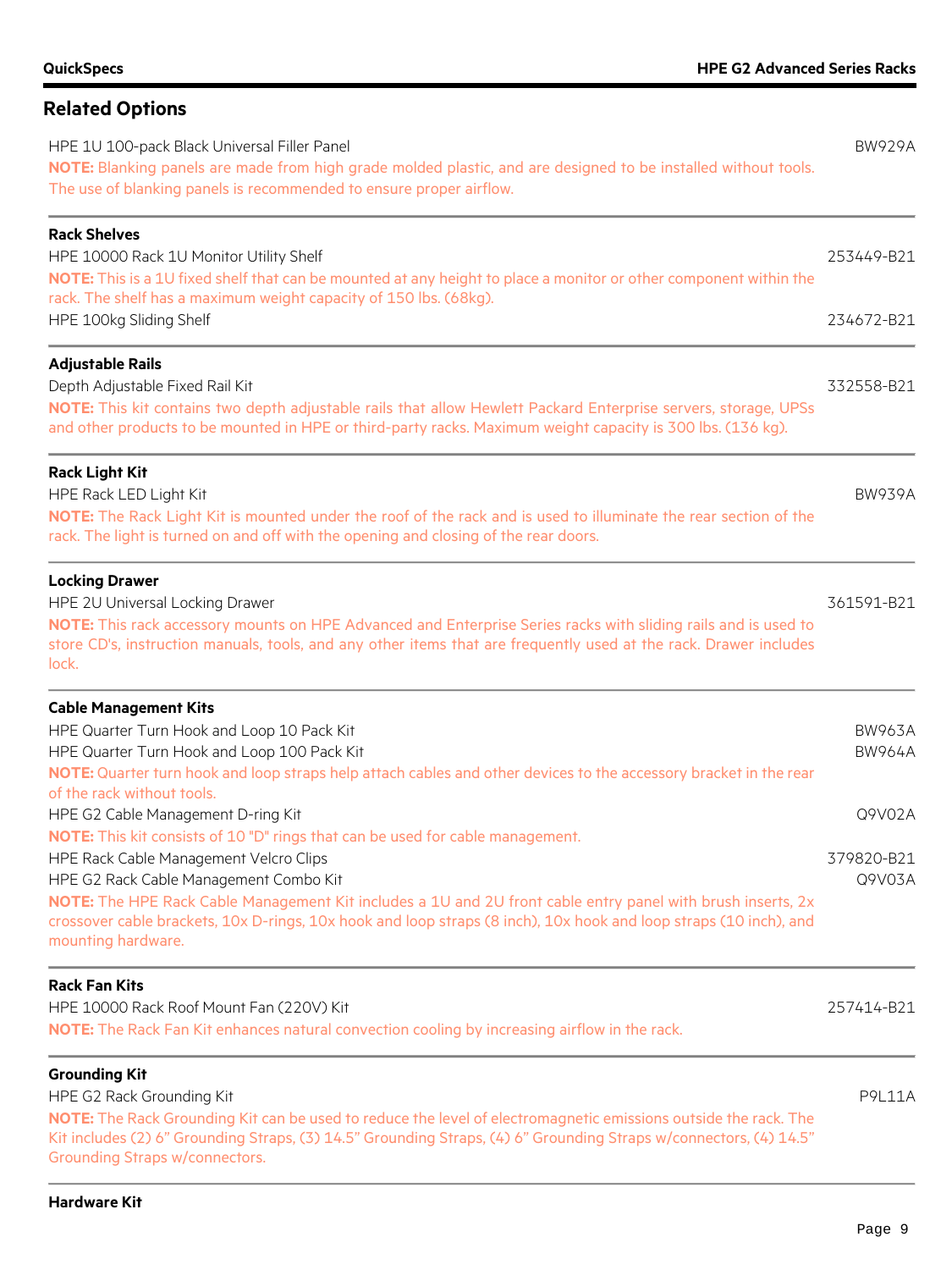## Related Options

HPE 1U 100-pack Black Universal Filler Panel — BW929A

**NOTE:** Blanking panels are made from high grade molded plastic, and are designed to be installed without tools. The use of blanking panels is recommended to ensure proper airflow.

### Rack Shelves

HPE 10000 Rack 1U Monitor Utility Shelf — 253449-B21

**NOTE:** This is a 1U fixed shelf that can be mounted at any height to place a monitor or other component within the rack. The shelf has a maximum weight capacity of 150 lbs. (68kg).

HPE 100kg Sliding Shelf — 234672-B21

### Adjustable Rails

Depth Adjustable Fixed Rail Kit — 332558-B21

**NOTE:** This kit contains two depth adjustable rails that allow Hewlett Packard Enterprise servers, storage, UPSs and other products to be mounted in HPE or third-party racks. Maximum weight capacity is 300 lbs. (136 kg).

### Rack Light Kit

HPE Rack LED Light Kit — BW939A

**NOTE:** The Rack Light Kit is mounted under the roof of the rack and is used to illuminate the rear section of the rack. The light is turned on and off with the opening and closing of the rear doors.

### Locking Drawer

HPE 2U Universal Locking Drawer — 361591-B21

**NOTE:** This rack accessory mounts on HPE Advanced and Enterprise Series racks with sliding rails and is used to store CD's, instruction manuals, tools, and any other items that are frequently used at the rack. Drawer includes lock.

### Cable Management Kits

HPE Quarter Turn Hook and Loop 10 Pack Kit — BW963A

HPE Quarter Turn Hook and Loop 100 Pack Kit — BW964A

**NOTE:** Quarter turn hook and loop straps help attach cables and other devices to the accessory bracket in the rear of the rack without tools.

HPE G2 Cable Management D-ring Kit — Q9V02A

**NOTE:** This kit consists of 10 "D" rings that can be used for cable management.

HPE Rack Cable Management Velcro Clips — 379820-B21

HPE G2 Rack Cable Management Combo Kit — Q9V03A

**NOTE:** The HPE Rack Cable Management Kit includes a 1U and 2U front cable entry panel with brush inserts, 2x crossover cable brackets, 10x D-rings, 10x hook and loop straps (8 inch), 10x hook and loop straps (10 inch), and mounting hardware.

### Rack Fan Kits

HPE 10000 Rack Roof Mount Fan (220V) Kit — 257414-B21

**NOTE:** The Rack Fan Kit enhances natural convection cooling by increasing airflow in the rack.

### Grounding Kit

HPE G2 Rack Grounding Kit — P9L11A

**NOTE:** The Rack Grounding Kit can be used to reduce the level of electromagnetic emissions outside the rack. The Kit includes (2) 6" Grounding Straps, (3) 14.5" Grounding Straps, (4) 6" Grounding Straps w/connectors, (4) 14.5" Grounding Straps w/connectors.

### Hardware Kit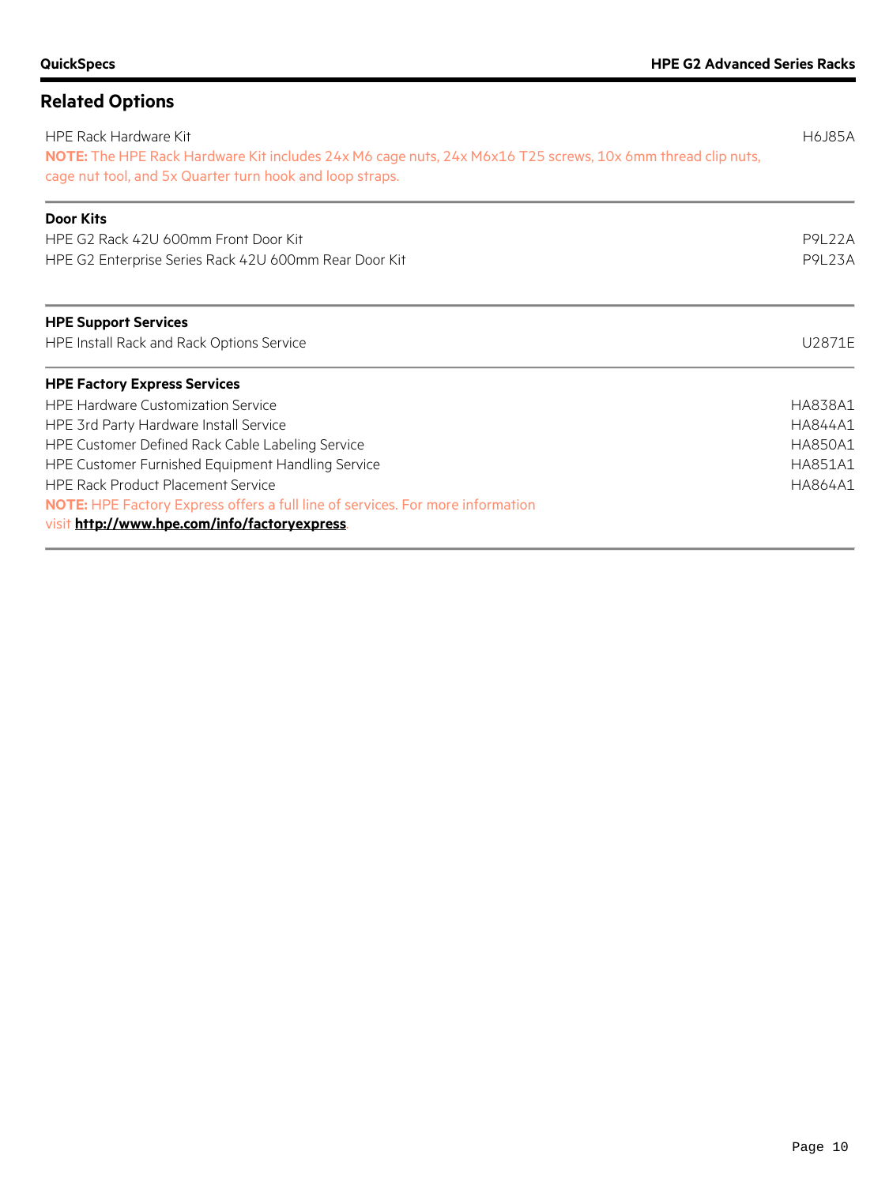## Related Options

| | |
|---|---|
| HPE Rack Hardware Kit | H6J85A |

**NOTE:** The HPE Rack Hardware Kit includes 24x M6 cage nuts, 24x M6x16 T25 screws, 10x 6mm thread clip nuts, cage nut tool, and 5x Quarter turn hook and loop straps.

**Door Kits**

| | |
|---|---|
| HPE G2 Rack 42U 600mm Front Door Kit | P9L22A |
| HPE G2 Enterprise Series Rack 42U 600mm Rear Door Kit | P9L23A |

**HPE Support Services**

| | |
|---|---|
| HPE Install Rack and Rack Options Service | U2871E |

**HPE Factory Express Services**

| | |
|---|---|
| HPE Hardware Customization Service | HA838A1 |
| HPE 3rd Party Hardware Install Service | HA844A1 |
| HPE Customer Defined Rack Cable Labeling Service | HA850A1 |
| HPE Customer Furnished Equipment Handling Service | HA851A1 |
| HPE Rack Product Placement Service | HA864A1 |

**NOTE:** HPE Factory Express offers a full line of services. For more information visit **http://www.hpe.com/info/factoryexpress**.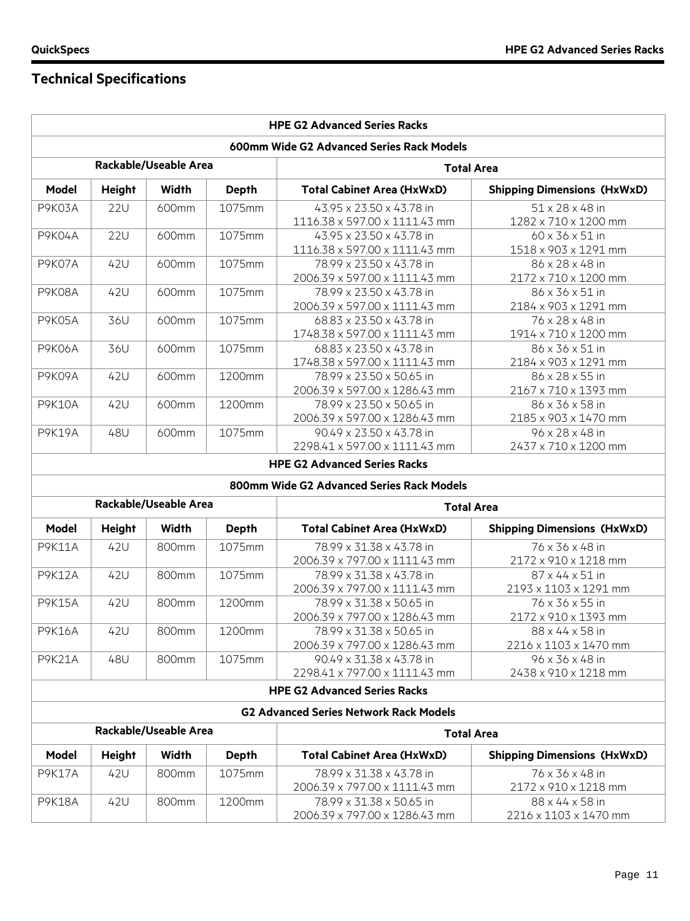## Technical Specifications

| HPE G2 Advanced Series Racks | | | | | |
|---|---|---|---|---|---|
| **600mm Wide G2 Advanced Series Rack Models** | | | | | |
| **Rackable/Useable Area** | | | | **Total Area** | |
| **Model** | **Height** | **Width** | **Depth** | **Total Cabinet Area (HxWxD)** | **Shipping Dimensions (HxWxD)** |
| P9K03A | 22U | 600mm | 1075mm | 43.95 x 23.50 x 43.78 in<br>1116.38 x 597.00 x 1111.43 mm | 51 x 28 x 48 in<br>1282 x 710 x 1200 mm |
| P9K04A | 22U | 600mm | 1075mm | 43.95 x 23.50 x 43.78 in<br>1116.38 x 597.00 x 1111.43 mm | 60 x 36 x 51 in<br>1518 x 903 x 1291 mm |
| P9K07A | 42U | 600mm | 1075mm | 78.99 x 23.50 x 43.78 in<br>2006.39 x 597.00 x 1111.43 mm | 86 x 28 x 48 in<br>2172 x 710 x 1200 mm |
| P9K08A | 42U | 600mm | 1075mm | 78.99 x 23.50 x 43.78 in<br>2006.39 x 597.00 x 1111.43 mm | 86 x 36 x 51 in<br>2184 x 903 x 1291 mm |
| P9K05A | 36U | 600mm | 1075mm | 68.83 x 23.50 x 43.78 in<br>1748.38 x 597.00 x 1111.43 mm | 76 x 28 x 48 in<br>1914 x 710 x 1200 mm |
| P9K06A | 36U | 600mm | 1075mm | 68.83 x 23.50 x 43.78 in<br>1748.38 x 597.00 x 1111.43 mm | 86 x 36 x 51 in<br>2184 x 903 x 1291 mm |
| P9K09A | 42U | 600mm | 1200mm | 78.99 x 23.50 x 50.65 in<br>2006.39 x 597.00 x 1286.43 mm | 86 x 28 x 55 in<br>2167 x 710 x 1393 mm |
| P9K10A | 42U | 600mm | 1200mm | 78.99 x 23.50 x 50.65 in<br>2006.39 x 597.00 x 1286.43 mm | 86 x 36 x 58 in<br>2185 x 903 x 1470 mm |
| P9K19A | 48U | 600mm | 1075mm | 90.49 x 23.50 x 43.78 in<br>2298.41 x 597.00 x 1111.43 mm | 96 x 28 x 48 in<br>2437 x 710 x 1200 mm |
| **HPE G2 Advanced Series Racks** | | | | | |
| **800mm Wide G2 Advanced Series Rack Models** | | | | | |
| **Rackable/Useable Area** | | | | **Total Area** | |
| **Model** | **Height** | **Width** | **Depth** | **Total Cabinet Area (HxWxD)** | **Shipping Dimensions (HxWxD)** |
| P9K11A | 42U | 800mm | 1075mm | 78.99 x 31.38 x 43.78 in<br>2006.39 x 797.00 x 1111.43 mm | 76 x 36 x 48 in<br>2172 x 910 x 1218 mm |
| P9K12A | 42U | 800mm | 1075mm | 78.99 x 31.38 x 43.78 in<br>2006.39 x 797.00 x 1111.43 mm | 87 x 44 x 51 in<br>2193 x 1103 x 1291 mm |
| P9K15A | 42U | 800mm | 1200mm | 78.99 x 31.38 x 50.65 in<br>2006.39 x 797.00 x 1286.43 mm | 76 x 36 x 55 in<br>2172 x 910 x 1393 mm |
| P9K16A | 42U | 800mm | 1200mm | 78.99 x 31.38 x 50.65 in<br>2006.39 x 797.00 x 1286.43 mm | 88 x 44 x 58 in<br>2216 x 1103 x 1470 mm |
| P9K21A | 48U | 800mm | 1075mm | 90.49 x 31.38 x 43.78 in<br>2298.41 x 797.00 x 1111.43 mm | 96 x 36 x 48 in<br>2438 x 910 x 1218 mm |
| **HPE G2 Advanced Series Racks** | | | | | |
| **G2 Advanced Series Network Rack Models** | | | | | |
| **Rackable/Useable Area** | | | | **Total Area** | |
| **Model** | **Height** | **Width** | **Depth** | **Total Cabinet Area (HxWxD)** | **Shipping Dimensions (HxWxD)** |
| P9K17A | 42U | 800mm | 1075mm | 78.99 x 31.38 x 43.78 in<br>2006.39 x 797.00 x 1111.43 mm | 76 x 36 x 48 in<br>2172 x 910 x 1218 mm |
| P9K18A | 42U | 800mm | 1200mm | 78.99 x 31.38 x 50.65 in<br>2006.39 x 797.00 x 1286.43 mm | 88 x 44 x 58 in<br>2216 x 1103 x 1470 mm |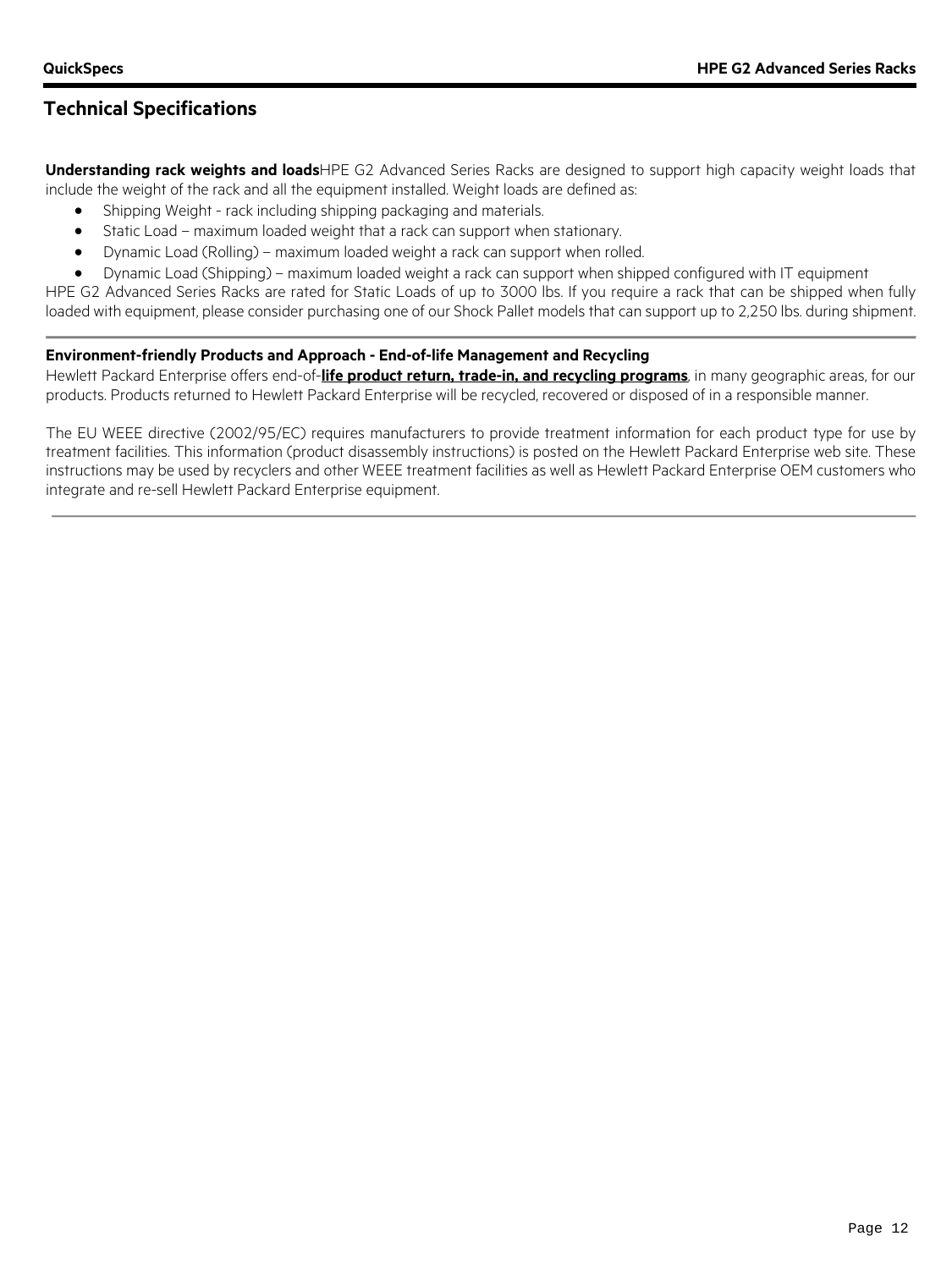## Technical Specifications

**Understanding rack weights and loads**HPE G2 Advanced Series Racks are designed to support high capacity weight loads that include the weight of the rack and all the equipment installed. Weight loads are defined as:

- Shipping Weight - rack including shipping packaging and materials.
- Static Load – maximum loaded weight that a rack can support when stationary.
- Dynamic Load (Rolling) – maximum loaded weight a rack can support when rolled.
- Dynamic Load (Shipping) – maximum loaded weight a rack can support when shipped configured with IT equipment

HPE G2 Advanced Series Racks are rated for Static Loads of up to 3000 lbs. If you require a rack that can be shipped when fully loaded with equipment, please consider purchasing one of our Shock Pallet models that can support up to 2,250 lbs. during shipment.

**Environment-friendly Products and Approach - End-of-life Management and Recycling**

Hewlett Packard Enterprise offers end-of-**life product return, trade-in, and recycling programs**, in many geographic areas, for our products. Products returned to Hewlett Packard Enterprise will be recycled, recovered or disposed of in a responsible manner.

The EU WEEE directive (2002/95/EC) requires manufacturers to provide treatment information for each product type for use by treatment facilities. This information (product disassembly instructions) is posted on the Hewlett Packard Enterprise web site. These instructions may be used by recyclers and other WEEE treatment facilities as well as Hewlett Packard Enterprise OEM customers who integrate and re-sell Hewlett Packard Enterprise equipment.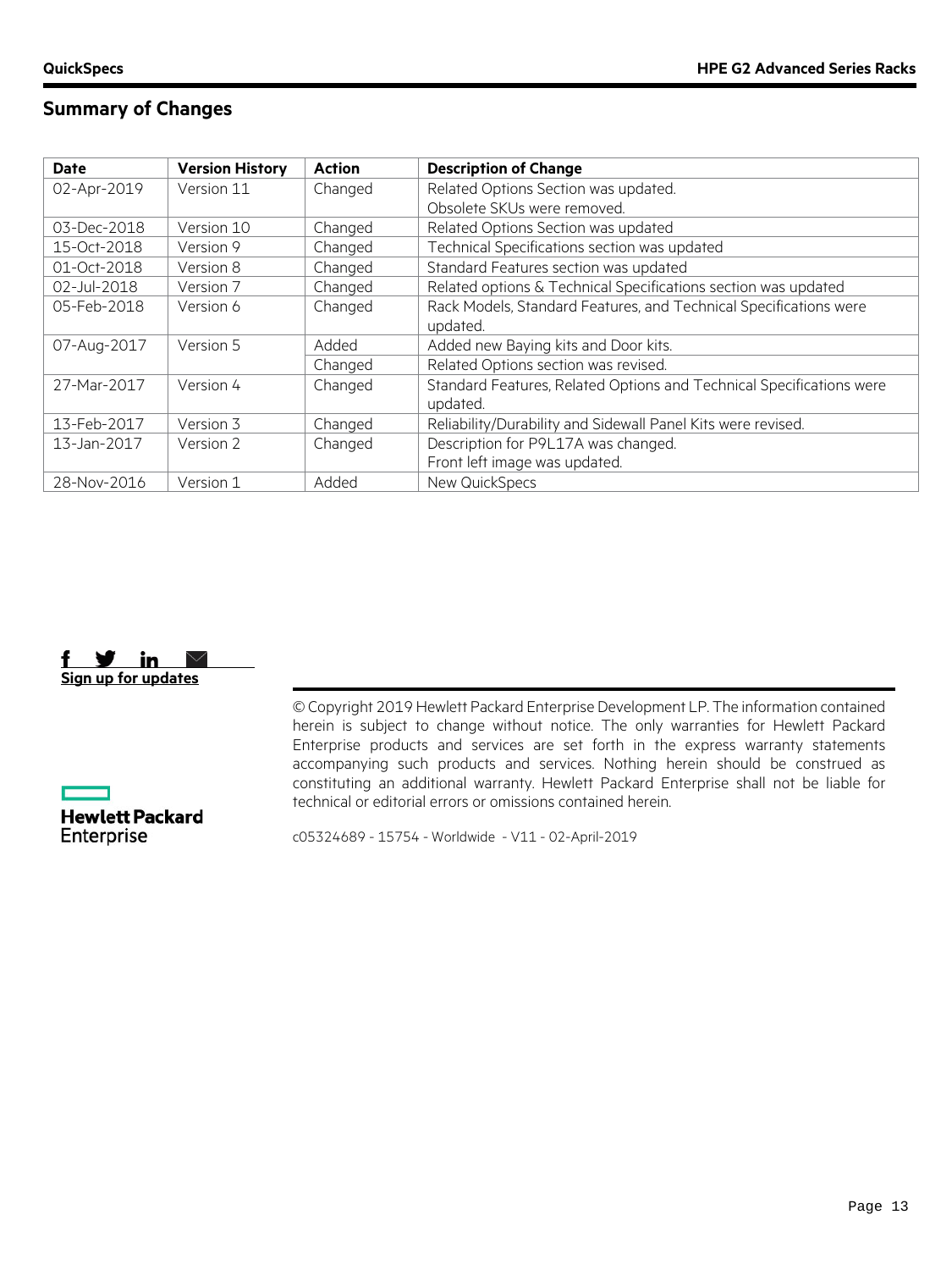## Summary of Changes

| Date | Version History | Action | Description of Change |
| --- | --- | --- | --- |
| 02-Apr-2019 | Version 11 | Changed | Related Options Section was updated.<br>Obsolete SKUs were removed. |
| 03-Dec-2018 | Version 10 | Changed | Related Options Section was updated |
| 15-Oct-2018 | Version 9 | Changed | Technical Specifications section was updated |
| 01-Oct-2018 | Version 8 | Changed | Standard Features section was updated |
| 02-Jul-2018 | Version 7 | Changed | Related options & Technical Specifications section was updated |
| 05-Feb-2018 | Version 6 | Changed | Rack Models, Standard Features, and Technical Specifications were updated. |
| 07-Aug-2017 | Version 5 | Added | Added new Baying kits and Door kits. |
| | | Changed | Related Options section was revised. |
| 27-Mar-2017 | Version 4 | Changed | Standard Features, Related Options and Technical Specifications were updated. |
| 13-Feb-2017 | Version 3 | Changed | Reliability/Durability and Sidewall Panel Kits were revised. |
| 13-Jan-2017 | Version 2 | Changed | Description for P9L17A was changed.<br>Front left image was updated. |
| 28-Nov-2016 | Version 1 | Added | New QuickSpecs |

**Sign up for updates**

© Copyright 2019 Hewlett Packard Enterprise Development LP. The information contained herein is subject to change without notice. The only warranties for Hewlett Packard Enterprise products and services are set forth in the express warranty statements accompanying such products and services. Nothing herein should be construed as constituting an additional warranty. Hewlett Packard Enterprise shall not be liable for technical or editorial errors or omissions contained herein.

c05324689 - 15754 - Worldwide - V11 - 02-April-2019